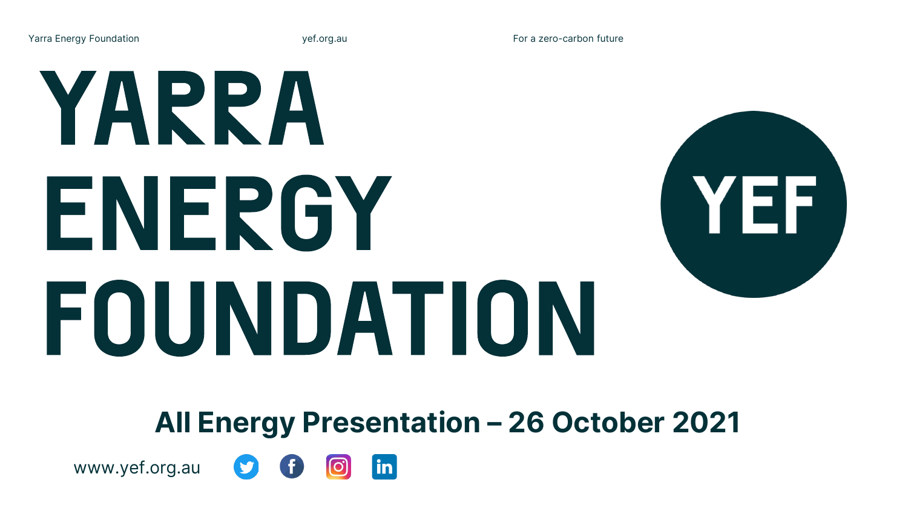Yarra Energy Foundation    yef.org.au    For a zero-carbon future

# YARRA ENERGY FOUNDATION

YEF

## All Energy Presentation – 26 October 2021

www.yef.org.au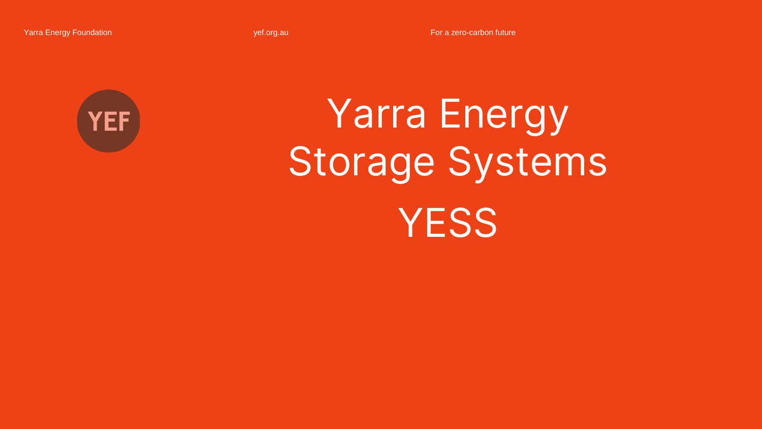# Yarra Energy Storage Systems

# YESS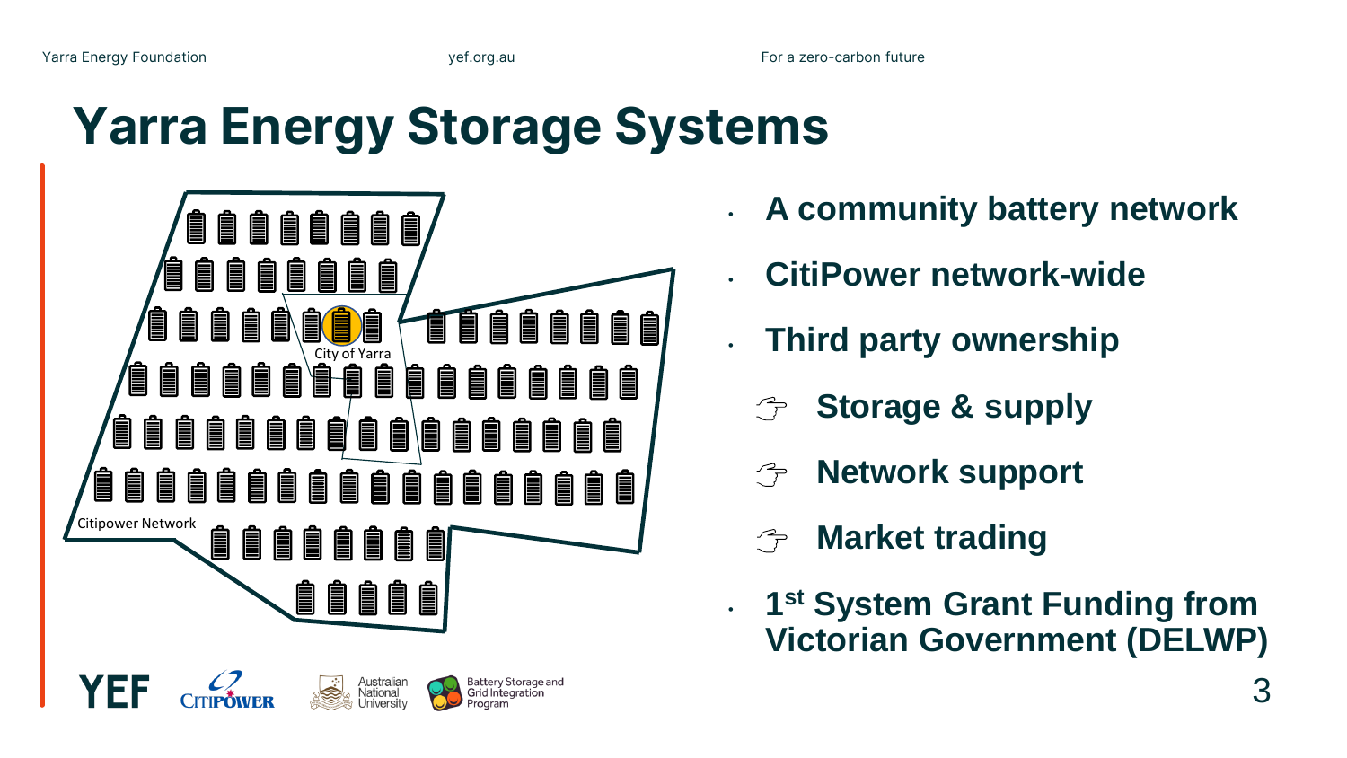# Yarra Energy Storage Systems

City of Yarra

Citipower Network

- **A community battery network**
- **CitiPower network-wide**
- **Third party ownership**
  - **Storage & supply**
  - **Network support**
  - **Market trading**
- **1st System Grant Funding from Victorian Government (DELWP)**

YEF CitiPower Australian National University Battery Storage and Grid Integration Program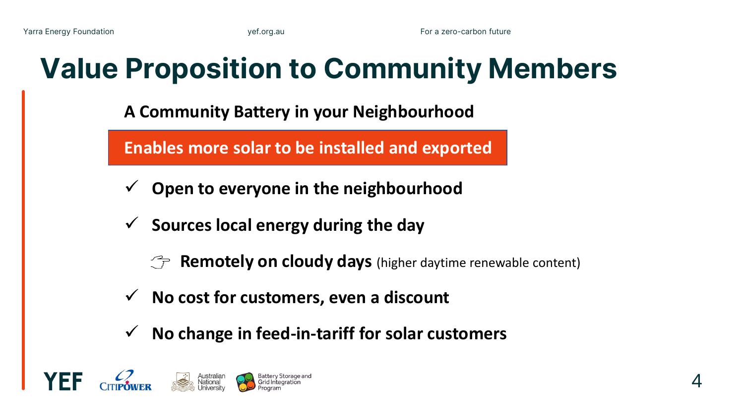# Value Proposition to Community Members

**A Community Battery in your Neighbourhood**

**Enables more solar to be installed and exported**

- ✓ **Open to everyone in the neighbourhood**
- ✓ **Sources local energy during the day**
  - ☞ **Remotely on cloudy days** (higher daytime renewable content)
- ✓ **No cost for customers, even a discount**
- ✓ **No change in feed-in-tariff for solar customers**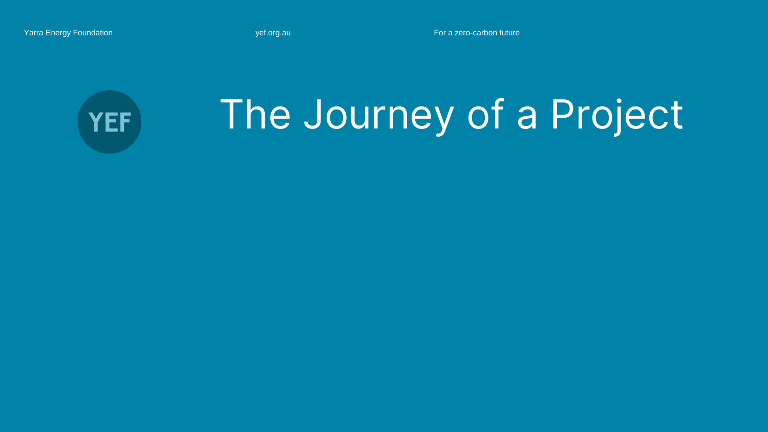Yarra Energy Foundation yef.org.au For a zero-carbon future

YEF

# The Journey of a Project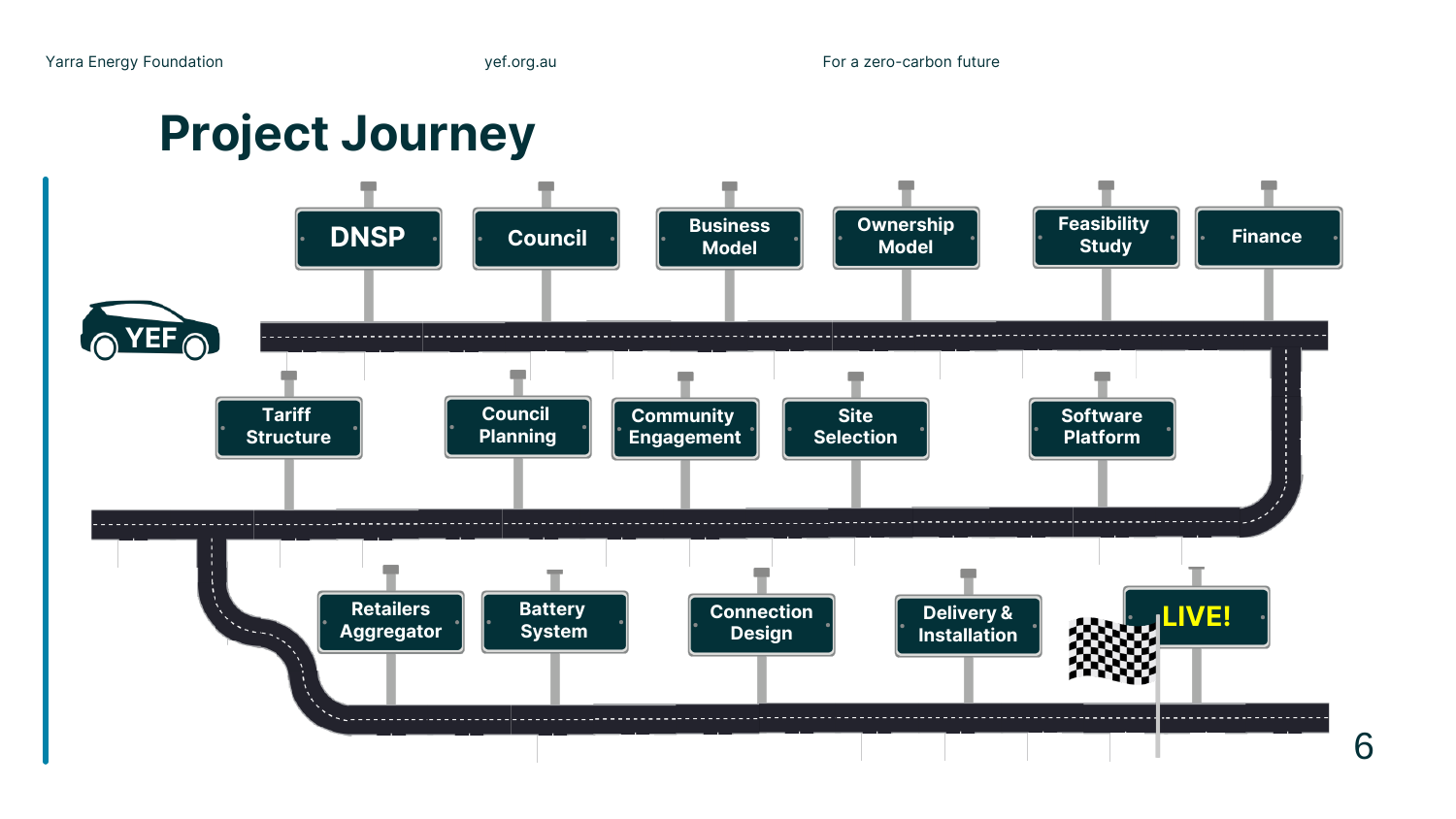# Project Journey

- DNSP
- Council
- Business Model
- Ownership Model
- Feasibility Study
- Finance
- Software Platform
- Site Selection
- Community Engagement
- Council Planning
- Tariff Structure
- Retailers Aggregator
- Battery System
- Connection Design
- Delivery & Installation
- LIVE!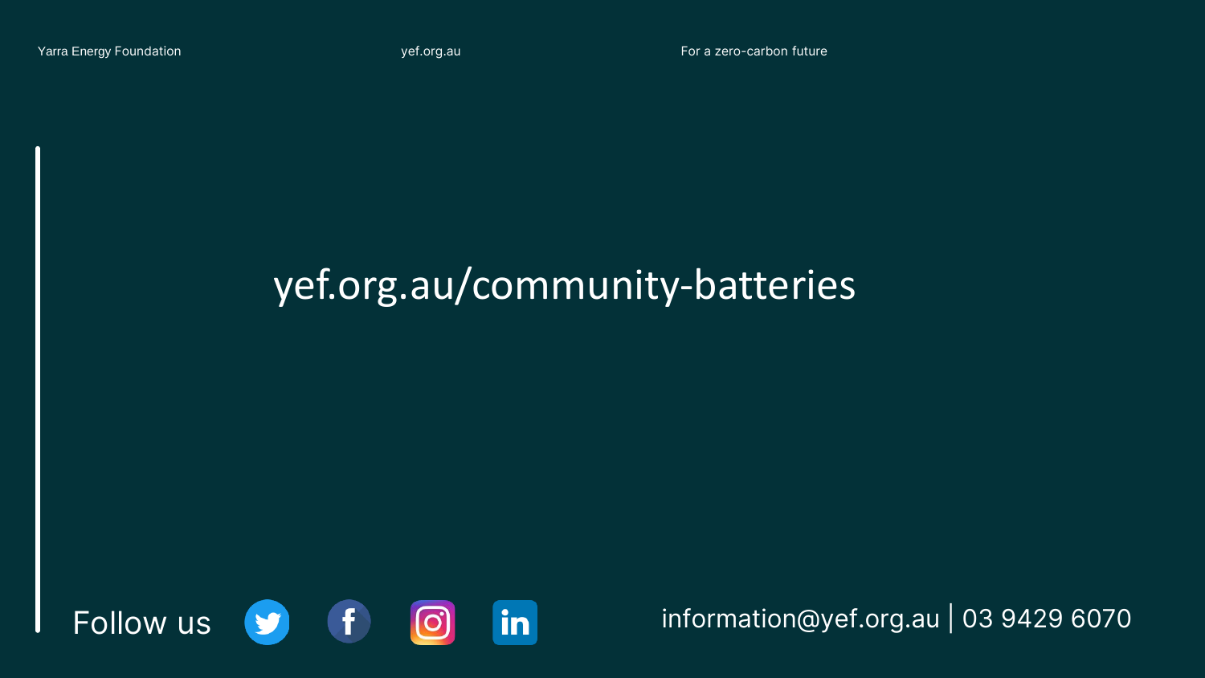yef.org.au/community-batteries

Follow us

information@yef.org.au | 03 9429 6070